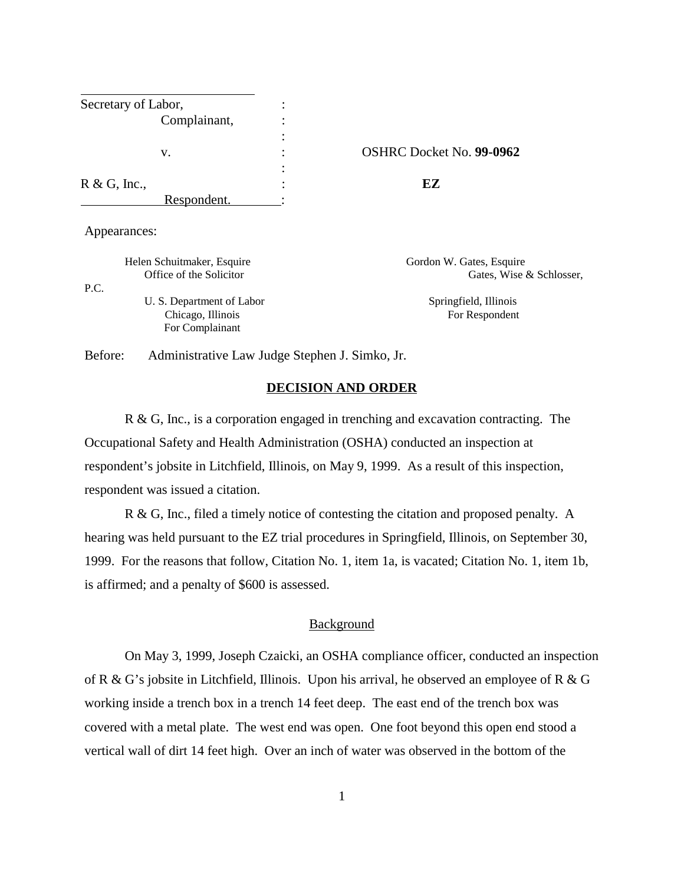| | | |
|---|---|---|
| Secretary of Labor, | : | |
| Complainant, | : | |
| | : | |
| v. | : | OSHRC Docket No. **99-0962** |
| | : | |
| R & G, Inc., | : | **EZ** |
| Respondent. | : | |

Appearances:

| For Complainant | For Respondent |
|---|---|
| Helen Schuitmaker, Esquire | Gordon W. Gates, Esquire |
| Office of the Solicitor | Gates, Wise & Schlosser, P.C. |
| U. S. Department of Labor | Springfield, Illinois |
| Chicago, Illinois | |

Before: Administrative Law Judge Stephen J. Simko, Jr.

## DECISION AND ORDER

R & G, Inc., is a corporation engaged in trenching and excavation contracting. The Occupational Safety and Health Administration (OSHA) conducted an inspection at respondent's jobsite in Litchfield, Illinois, on May 9, 1999. As a result of this inspection, respondent was issued a citation.

R & G, Inc., filed a timely notice of contesting the citation and proposed penalty. A hearing was held pursuant to the EZ trial procedures in Springfield, Illinois, on September 30, 1999. For the reasons that follow, Citation No. 1, item 1a, is vacated; Citation No. 1, item 1b, is affirmed; and a penalty of $600 is assessed.

### Background

On May 3, 1999, Joseph Czaicki, an OSHA compliance officer, conducted an inspection of R & G's jobsite in Litchfield, Illinois. Upon his arrival, he observed an employee of R & G working inside a trench box in a trench 14 feet deep. The east end of the trench box was covered with a metal plate. The west end was open. One foot beyond this open end stood a vertical wall of dirt 14 feet high. Over an inch of water was observed in the bottom of the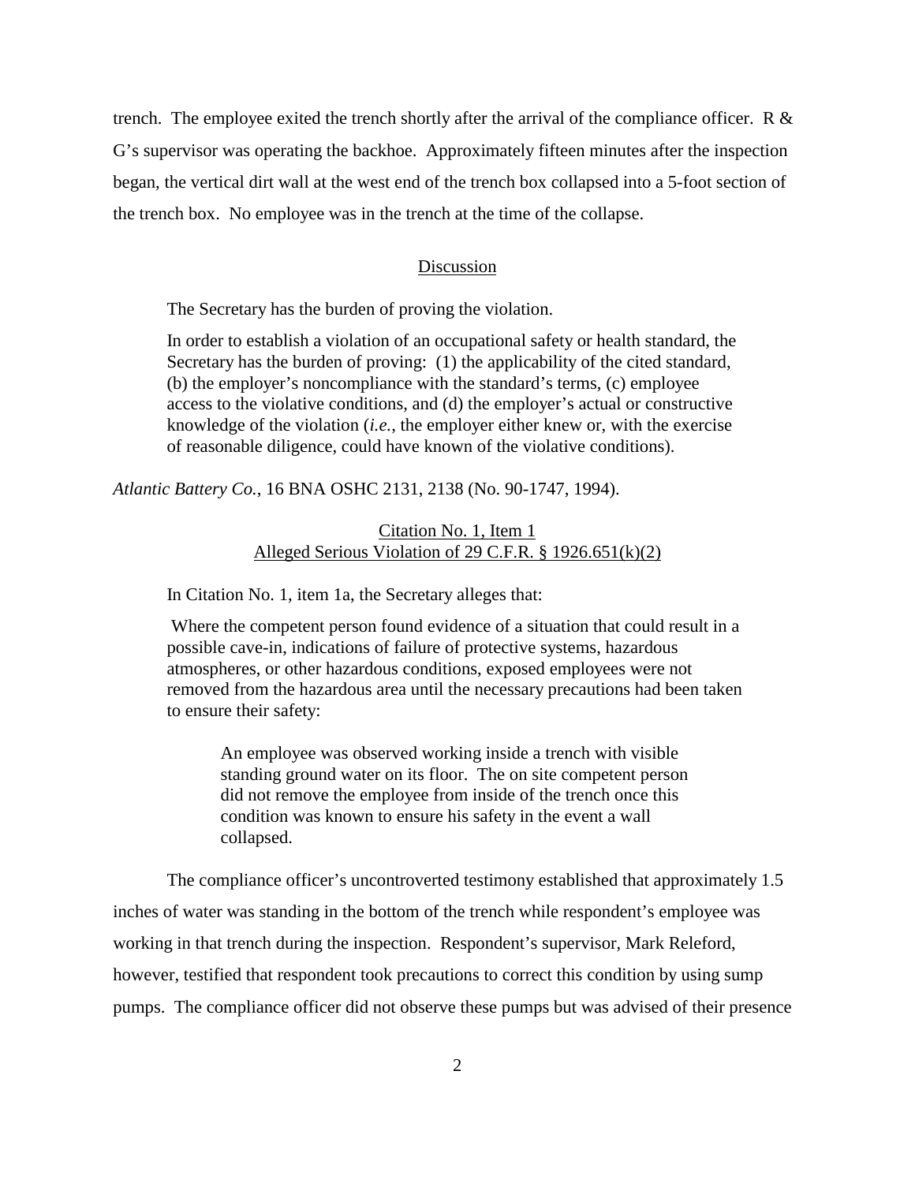trench. The employee exited the trench shortly after the arrival of the compliance officer. R & G's supervisor was operating the backhoe. Approximately fifteen minutes after the inspection began, the vertical dirt wall at the west end of the trench box collapsed into a 5-foot section of the trench box. No employee was in the trench at the time of the collapse.

## Discussion

The Secretary has the burden of proving the violation.

> In order to establish a violation of an occupational safety or health standard, the Secretary has the burden of proving: (1) the applicability of the cited standard, (b) the employer's noncompliance with the standard's terms, (c) employee access to the violative conditions, and (d) the employer's actual or constructive knowledge of the violation (*i.e.*, the employer either knew or, with the exercise of reasonable diligence, could have known of the violative conditions).

*Atlantic Battery Co.*, 16 BNA OSHC 2131, 2138 (No. 90-1747, 1994).

### Citation No. 1, Item 1
### Alleged Serious Violation of 29 C.F.R. § 1926.651(k)(2)

In Citation No. 1, item 1a, the Secretary alleges that:

> Where the competent person found evidence of a situation that could result in a possible cave-in, indications of failure of protective systems, hazardous atmospheres, or other hazardous conditions, exposed employees were not removed from the hazardous area until the necessary precautions had been taken to ensure their safety:
>
> > An employee was observed working inside a trench with visible standing ground water on its floor. The on site competent person did not remove the employee from inside of the trench once this condition was known to ensure his safety in the event a wall collapsed.

The compliance officer's uncontroverted testimony established that approximately 1.5 inches of water was standing in the bottom of the trench while respondent's employee was working in that trench during the inspection. Respondent's supervisor, Mark Releford, however, testified that respondent took precautions to correct this condition by using sump pumps. The compliance officer did not observe these pumps but was advised of their presence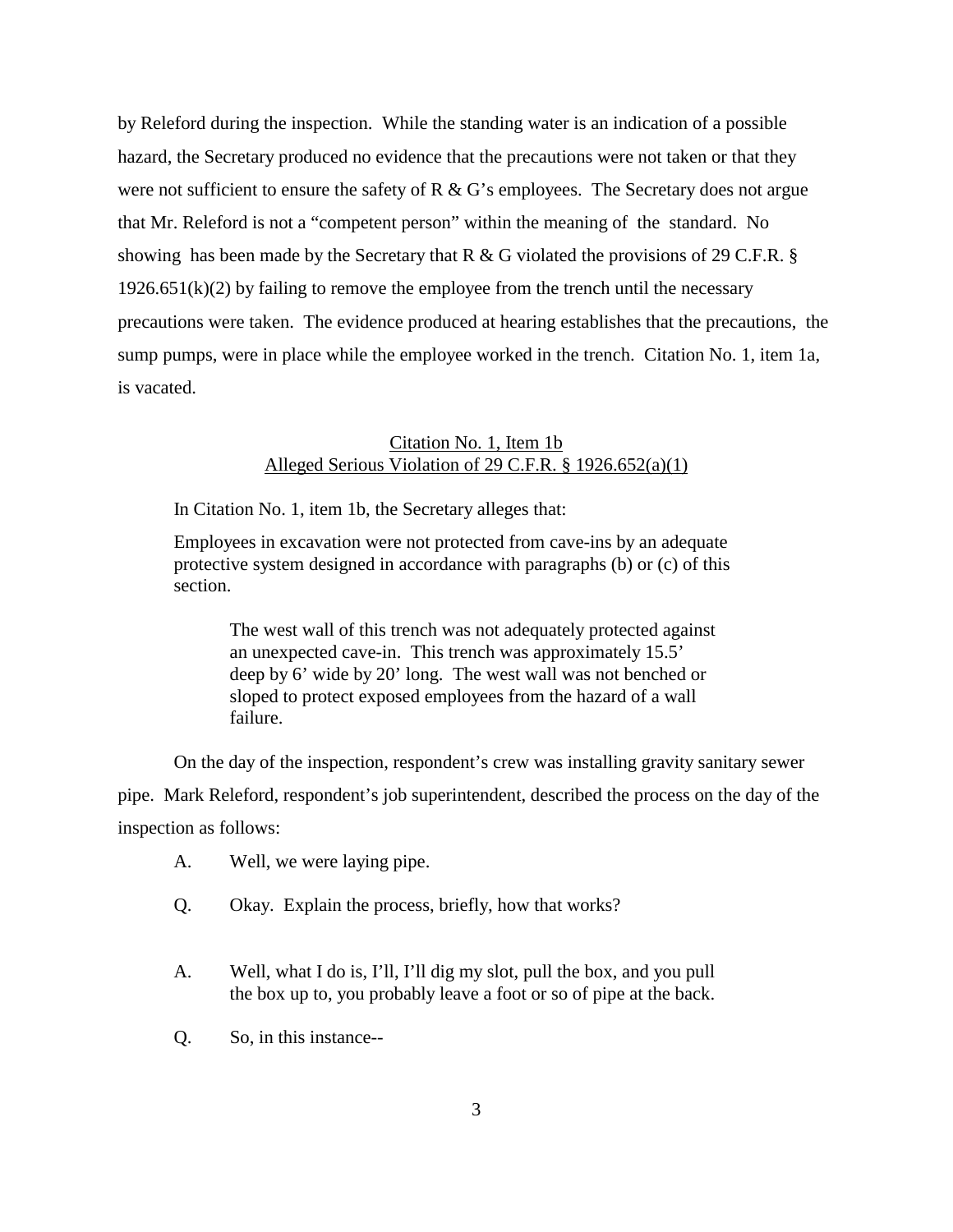by Releford during the inspection. While the standing water is an indication of a possible hazard, the Secretary produced no evidence that the precautions were not taken or that they were not sufficient to ensure the safety of R & G's employees. The Secretary does not argue that Mr. Releford is not a "competent person" within the meaning of the standard. No showing has been made by the Secretary that R & G violated the provisions of 29 C.F.R. § 1926.651(k)(2) by failing to remove the employee from the trench until the necessary precautions were taken. The evidence produced at hearing establishes that the precautions, the sump pumps, were in place while the employee worked in the trench. Citation No. 1, item 1a, is vacated.

<u>Citation No. 1, Item 1b</u>
<u>Alleged Serious Violation of 29 C.F.R. § 1926.652(a)(1)</u>

In Citation No. 1, item 1b, the Secretary alleges that:

> Employees in excavation were not protected from cave-ins by an adequate protective system designed in accordance with paragraphs (b) or (c) of this section.
>
>> The west wall of this trench was not adequately protected against an unexpected cave-in. This trench was approximately 15.5' deep by 6' wide by 20' long. The west wall was not benched or sloped to protect exposed employees from the hazard of a wall failure.

On the day of the inspection, respondent's crew was installing gravity sanitary sewer pipe. Mark Releford, respondent's job superintendent, described the process on the day of the inspection as follows:

> A. Well, we were laying pipe.
>
> Q. Okay. Explain the process, briefly, how that works?
>
> A. Well, what I do is, I'll, I'll dig my slot, pull the box, and you pull the box up to, you probably leave a foot or so of pipe at the back.
>
> Q. So, in this instance--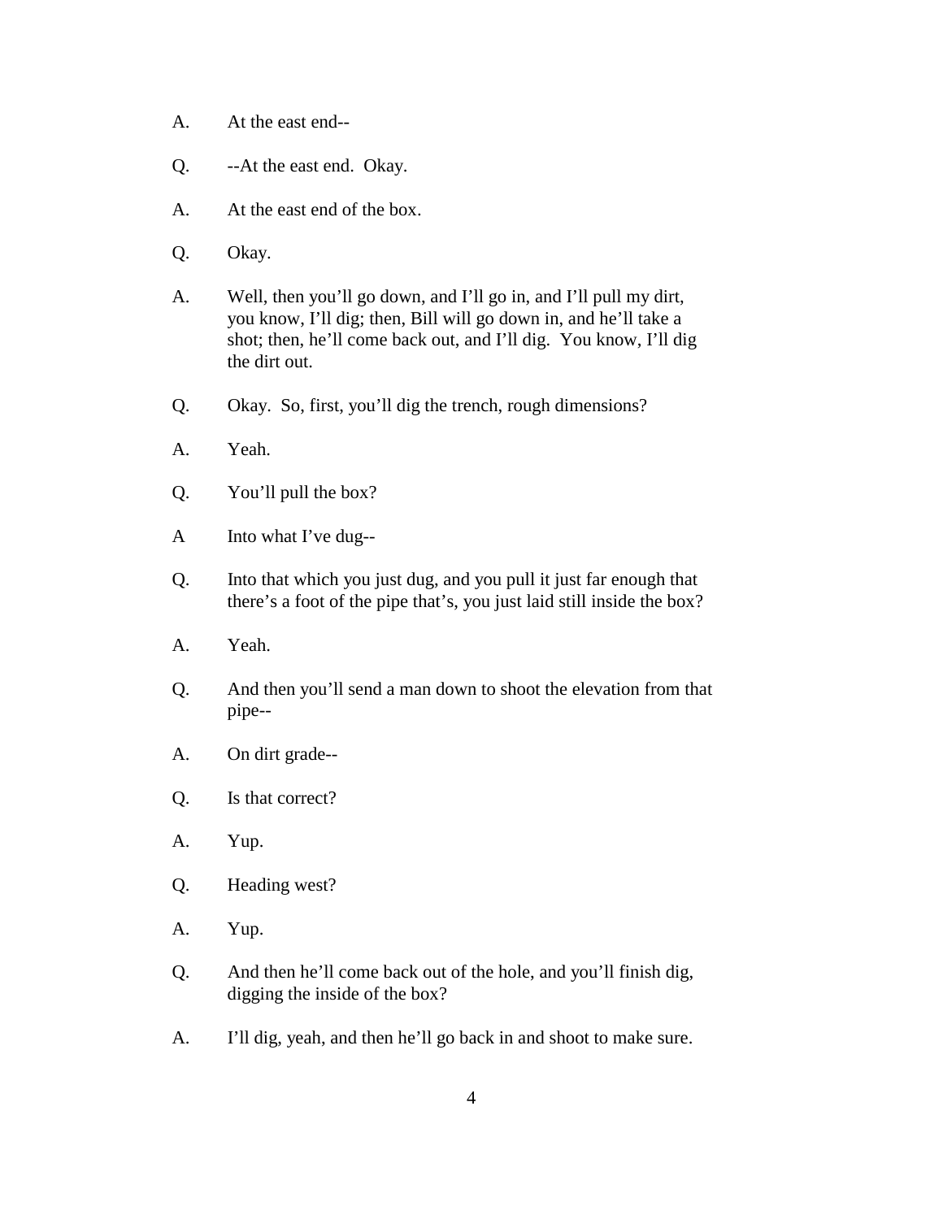A. At the east end--

Q. --At the east end. Okay.

A. At the east end of the box.

Q. Okay.

A. Well, then you'll go down, and I'll go in, and I'll pull my dirt, you know, I'll dig; then, Bill will go down in, and he'll take a shot; then, he'll come back out, and I'll dig. You know, I'll dig the dirt out.

Q. Okay. So, first, you'll dig the trench, rough dimensions?

A. Yeah.

Q. You'll pull the box?

A Into what I've dug--

Q. Into that which you just dug, and you pull it just far enough that there's a foot of the pipe that's, you just laid still inside the box?

A. Yeah.

Q. And then you'll send a man down to shoot the elevation from that pipe--

A. On dirt grade--

Q. Is that correct?

A. Yup.

Q. Heading west?

A. Yup.

Q. And then he'll come back out of the hole, and you'll finish dig, digging the inside of the box?

A. I'll dig, yeah, and then he'll go back in and shoot to make sure.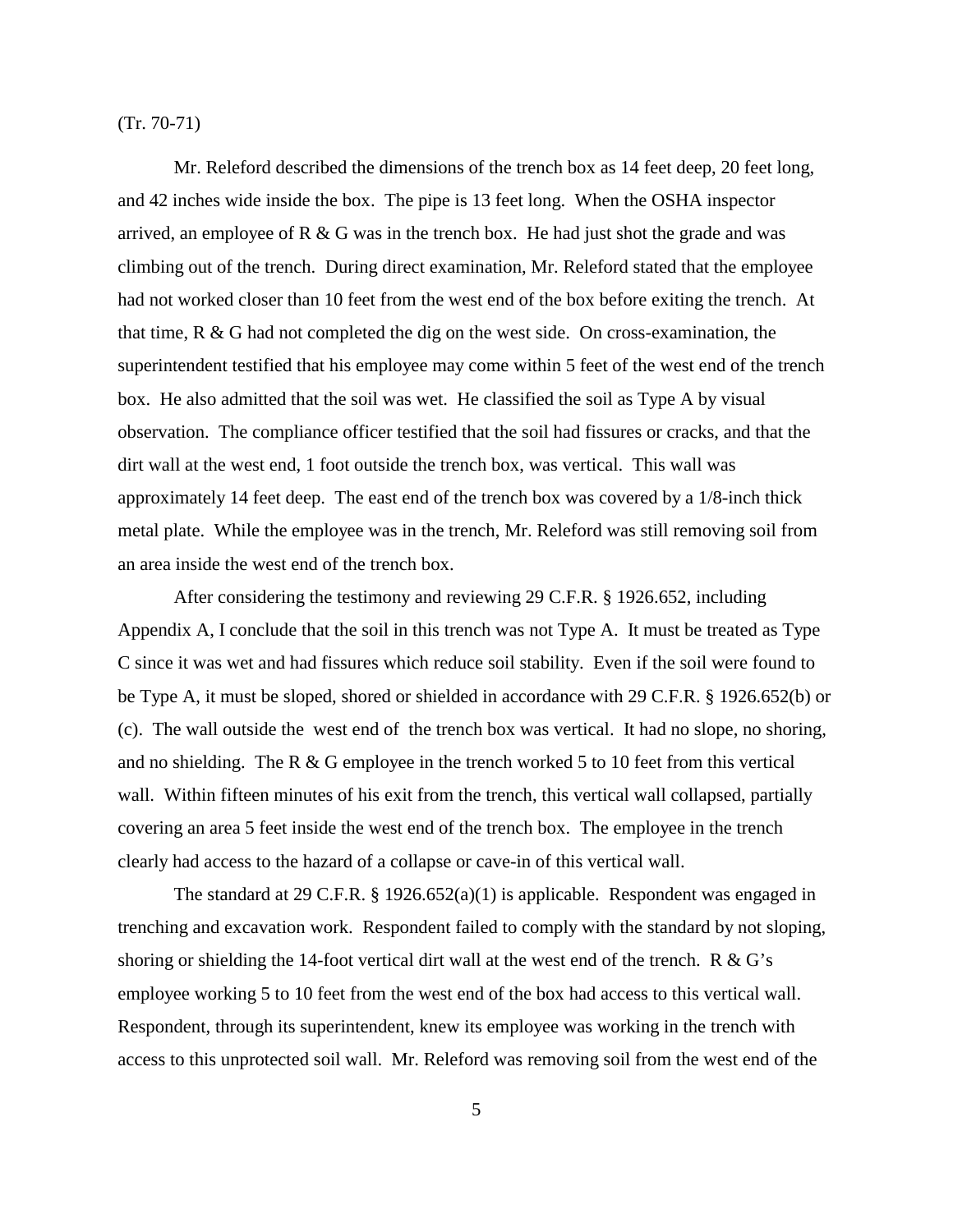(Tr. 70-71)

Mr. Releford described the dimensions of the trench box as 14 feet deep, 20 feet long, and 42 inches wide inside the box. The pipe is 13 feet long. When the OSHA inspector arrived, an employee of R & G was in the trench box. He had just shot the grade and was climbing out of the trench. During direct examination, Mr. Releford stated that the employee had not worked closer than 10 feet from the west end of the box before exiting the trench. At that time, R & G had not completed the dig on the west side. On cross-examination, the superintendent testified that his employee may come within 5 feet of the west end of the trench box. He also admitted that the soil was wet. He classified the soil as Type A by visual observation. The compliance officer testified that the soil had fissures or cracks, and that the dirt wall at the west end, 1 foot outside the trench box, was vertical. This wall was approximately 14 feet deep. The east end of the trench box was covered by a 1/8-inch thick metal plate. While the employee was in the trench, Mr. Releford was still removing soil from an area inside the west end of the trench box.

After considering the testimony and reviewing 29 C.F.R. § 1926.652, including Appendix A, I conclude that the soil in this trench was not Type A. It must be treated as Type C since it was wet and had fissures which reduce soil stability. Even if the soil were found to be Type A, it must be sloped, shored or shielded in accordance with 29 C.F.R. § 1926.652(b) or (c). The wall outside the west end of the trench box was vertical. It had no slope, no shoring, and no shielding. The R & G employee in the trench worked 5 to 10 feet from this vertical wall. Within fifteen minutes of his exit from the trench, this vertical wall collapsed, partially covering an area 5 feet inside the west end of the trench box. The employee in the trench clearly had access to the hazard of a collapse or cave-in of this vertical wall.

The standard at 29 C.F.R. § 1926.652(a)(1) is applicable. Respondent was engaged in trenching and excavation work. Respondent failed to comply with the standard by not sloping, shoring or shielding the 14-foot vertical dirt wall at the west end of the trench. R & G's employee working 5 to 10 feet from the west end of the box had access to this vertical wall. Respondent, through its superintendent, knew its employee was working in the trench with access to this unprotected soil wall. Mr. Releford was removing soil from the west end of the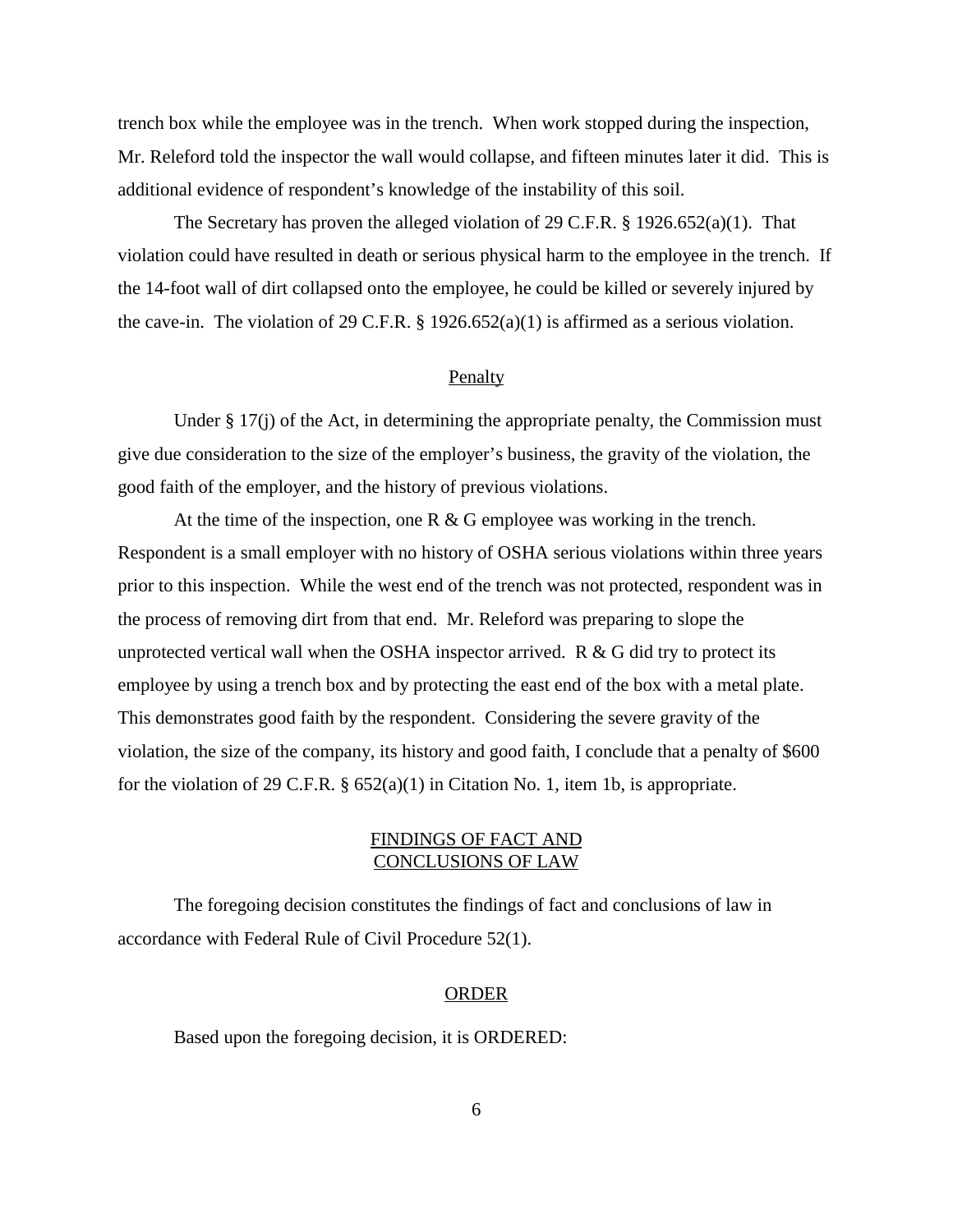trench box while the employee was in the trench. When work stopped during the inspection, Mr. Releford told the inspector the wall would collapse, and fifteen minutes later it did. This is additional evidence of respondent's knowledge of the instability of this soil.

The Secretary has proven the alleged violation of 29 C.F.R. § 1926.652(a)(1). That violation could have resulted in death or serious physical harm to the employee in the trench. If the 14-foot wall of dirt collapsed onto the employee, he could be killed or severely injured by the cave-in. The violation of 29 C.F.R. § 1926.652(a)(1) is affirmed as a serious violation.

## Penalty

Under § 17(j) of the Act, in determining the appropriate penalty, the Commission must give due consideration to the size of the employer's business, the gravity of the violation, the good faith of the employer, and the history of previous violations.

At the time of the inspection, one R & G employee was working in the trench. Respondent is a small employer with no history of OSHA serious violations within three years prior to this inspection. While the west end of the trench was not protected, respondent was in the process of removing dirt from that end. Mr. Releford was preparing to slope the unprotected vertical wall when the OSHA inspector arrived. R & G did try to protect its employee by using a trench box and by protecting the east end of the box with a metal plate. This demonstrates good faith by the respondent. Considering the severe gravity of the violation, the size of the company, its history and good faith, I conclude that a penalty of $600 for the violation of 29 C.F.R. § 652(a)(1) in Citation No. 1, item 1b, is appropriate.

## FINDINGS OF FACT AND CONCLUSIONS OF LAW

The foregoing decision constitutes the findings of fact and conclusions of law in accordance with Federal Rule of Civil Procedure 52(1).

## ORDER

Based upon the foregoing decision, it is ORDERED: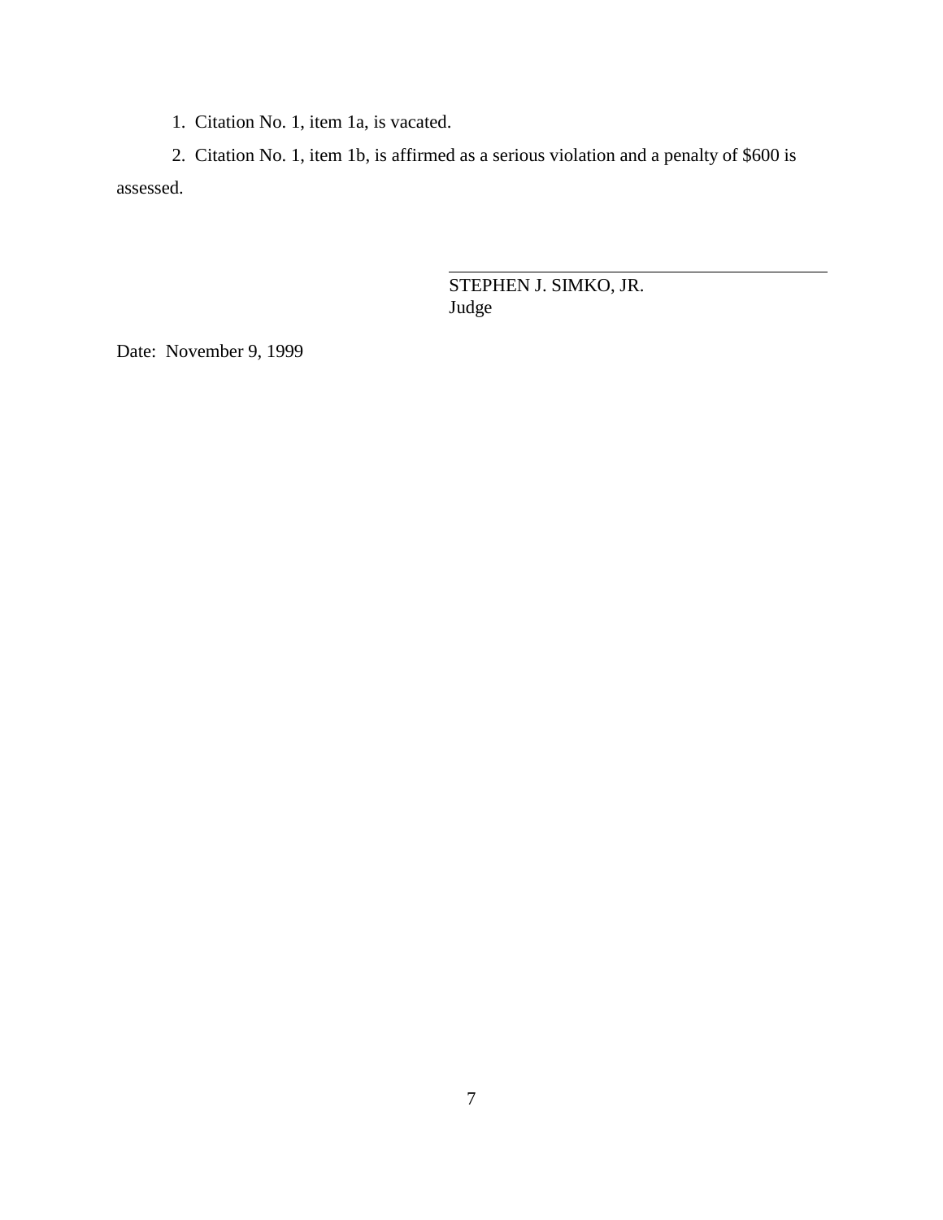1. Citation No. 1, item 1a, is vacated.

2. Citation No. 1, item 1b, is affirmed as a serious violation and a penalty of $600 is assessed.

STEPHEN J. SIMKO, JR.
Judge

Date: November 9, 1999